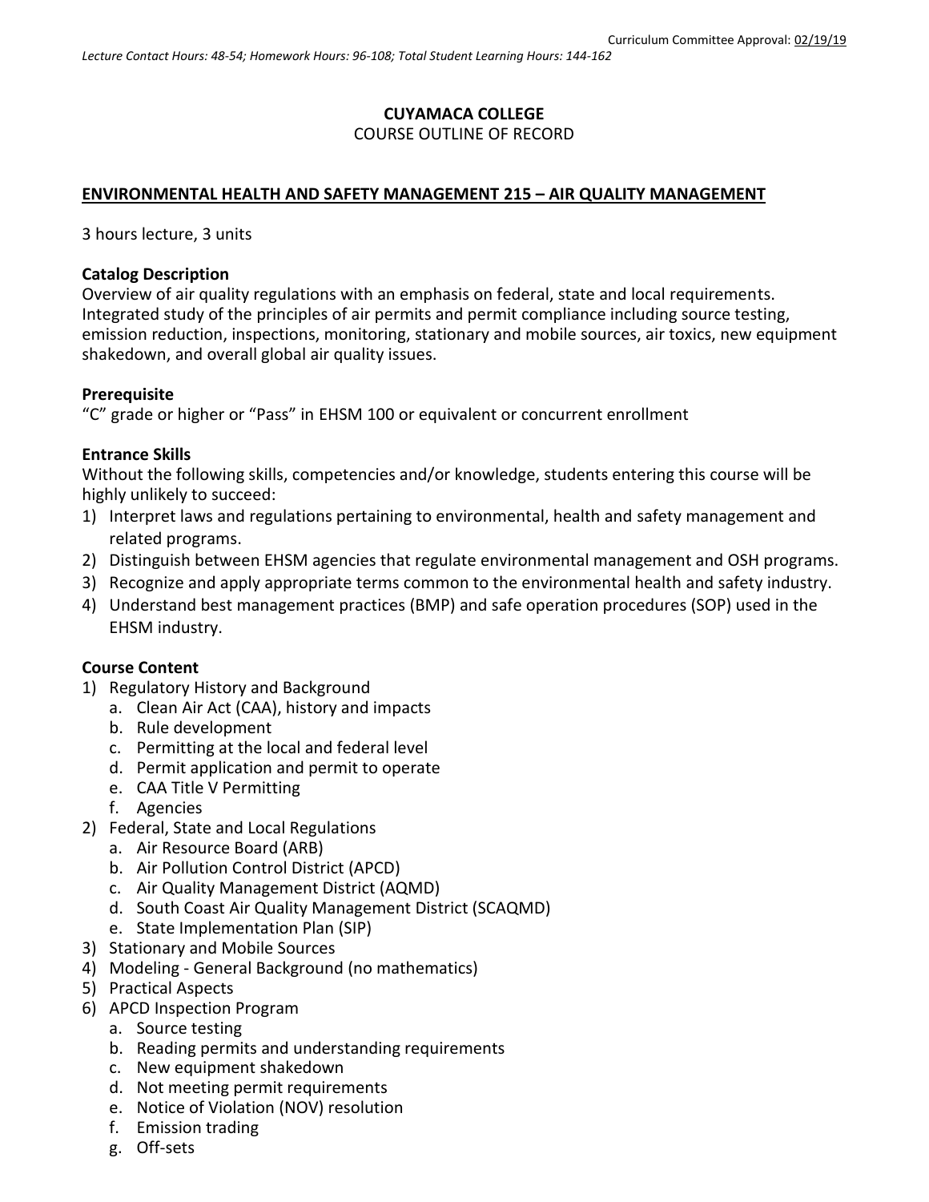Curriculum Committee Approval: 02/19/19

*Lecture Contact Hours: 48-54; Homework Hours: 96-108; Total Student Learning Hours: 144-162*

**CUYAMACA COLLEGE**

COURSE OUTLINE OF RECORD

**ENVIRONMENTAL HEALTH AND SAFETY MANAGEMENT 215 – AIR QUALITY MANAGEMENT**

3 hours lecture, 3 units

**Catalog Description**

Overview of air quality regulations with an emphasis on federal, state and local requirements. Integrated study of the principles of air permits and permit compliance including source testing, emission reduction, inspections, monitoring, stationary and mobile sources, air toxics, new equipment shakedown, and overall global air quality issues.

**Prerequisite**

"C" grade or higher or "Pass" in EHSM 100 or equivalent or concurrent enrollment

**Entrance Skills**

Without the following skills, competencies and/or knowledge, students entering this course will be highly unlikely to succeed:

1) Interpret laws and regulations pertaining to environmental, health and safety management and related programs.
2) Distinguish between EHSM agencies that regulate environmental management and OSH programs.
3) Recognize and apply appropriate terms common to the environmental health and safety industry.
4) Understand best management practices (BMP) and safe operation procedures (SOP) used in the EHSM industry.

**Course Content**

1) Regulatory History and Background
   a. Clean Air Act (CAA), history and impacts
   b. Rule development
   c. Permitting at the local and federal level
   d. Permit application and permit to operate
   e. CAA Title V Permitting
   f. Agencies
2) Federal, State and Local Regulations
   a. Air Resource Board (ARB)
   b. Air Pollution Control District (APCD)
   c. Air Quality Management District (AQMD)
   d. South Coast Air Quality Management District (SCAQMD)
   e. State Implementation Plan (SIP)
3) Stationary and Mobile Sources
4) Modeling - General Background (no mathematics)
5) Practical Aspects
6) APCD Inspection Program
   a. Source testing
   b. Reading permits and understanding requirements
   c. New equipment shakedown
   d. Not meeting permit requirements
   e. Notice of Violation (NOV) resolution
   f. Emission trading
   g. Off-sets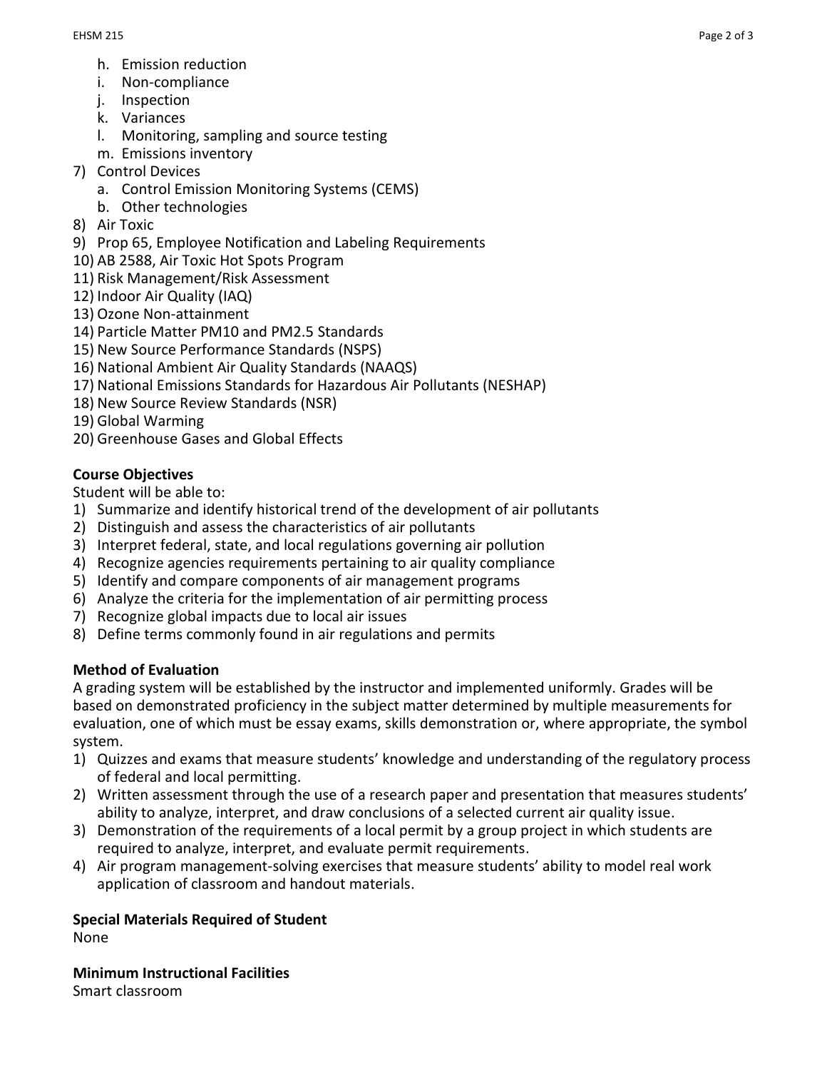h. Emission reduction
i. Non-compliance
j. Inspection
k. Variances
l. Monitoring, sampling and source testing
m. Emissions inventory

7) Control Devices
   a. Control Emission Monitoring Systems (CEMS)
   b. Other technologies
8) Air Toxic
9) Prop 65, Employee Notification and Labeling Requirements
10) AB 2588, Air Toxic Hot Spots Program
11) Risk Management/Risk Assessment
12) Indoor Air Quality (IAQ)
13) Ozone Non-attainment
14) Particle Matter PM10 and PM2.5 Standards
15) New Source Performance Standards (NSPS)
16) National Ambient Air Quality Standards (NAAQS)
17) National Emissions Standards for Hazardous Air Pollutants (NESHAP)
18) New Source Review Standards (NSR)
19) Global Warming
20) Greenhouse Gases and Global Effects

**Course Objectives**

Student will be able to:

1) Summarize and identify historical trend of the development of air pollutants
2) Distinguish and assess the characteristics of air pollutants
3) Interpret federal, state, and local regulations governing air pollution
4) Recognize agencies requirements pertaining to air quality compliance
5) Identify and compare components of air management programs
6) Analyze the criteria for the implementation of air permitting process
7) Recognize global impacts due to local air issues
8) Define terms commonly found in air regulations and permits

**Method of Evaluation**

A grading system will be established by the instructor and implemented uniformly. Grades will be based on demonstrated proficiency in the subject matter determined by multiple measurements for evaluation, one of which must be essay exams, skills demonstration or, where appropriate, the symbol system.

1) Quizzes and exams that measure students' knowledge and understanding of the regulatory process of federal and local permitting.
2) Written assessment through the use of a research paper and presentation that measures students' ability to analyze, interpret, and draw conclusions of a selected current air quality issue.
3) Demonstration of the requirements of a local permit by a group project in which students are required to analyze, interpret, and evaluate permit requirements.
4) Air program management-solving exercises that measure students' ability to model real work application of classroom and handout materials.

**Special Materials Required of Student**

None

**Minimum Instructional Facilities**

Smart classroom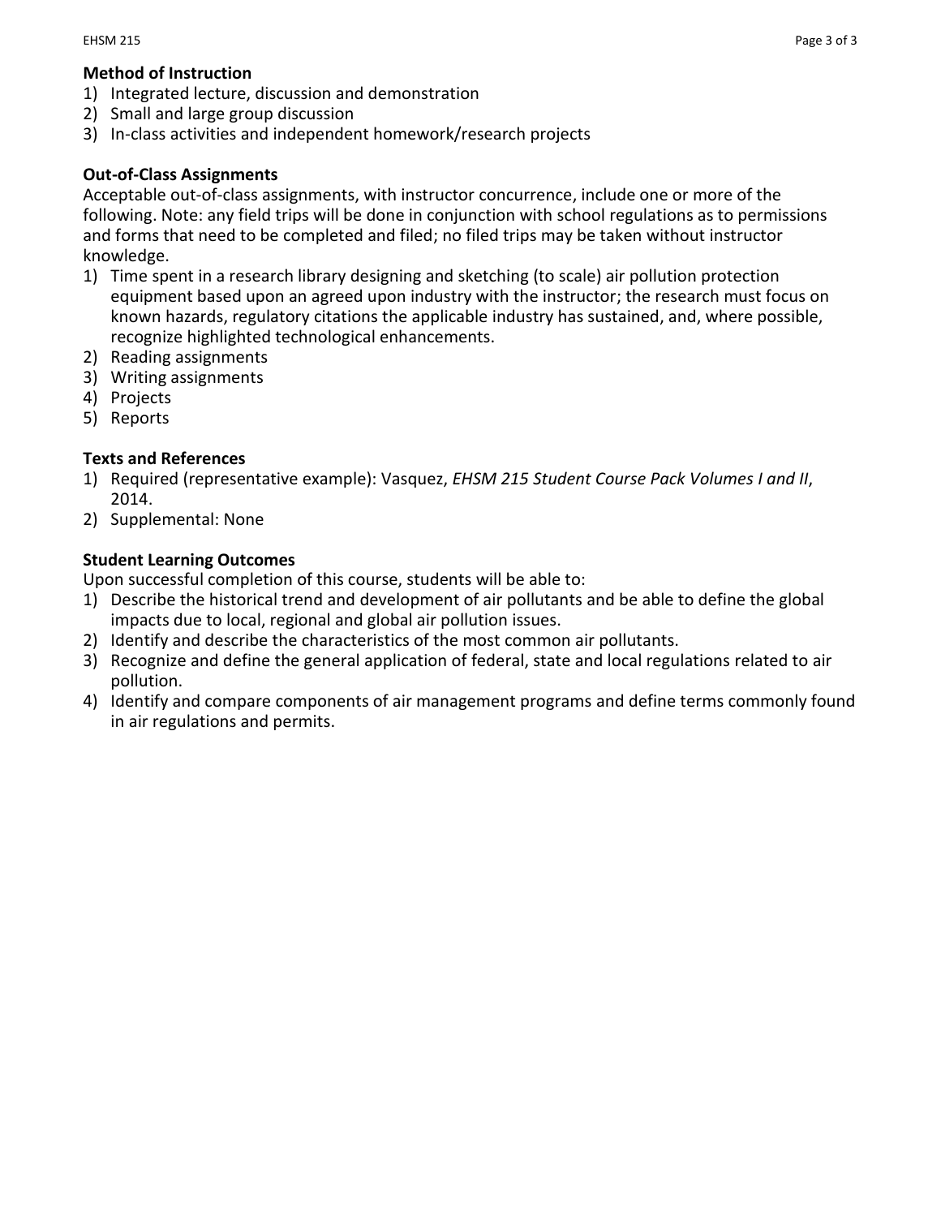**Method of Instruction**

1) Integrated lecture, discussion and demonstration
2) Small and large group discussion
3) In-class activities and independent homework/research projects

**Out-of-Class Assignments**

Acceptable out-of-class assignments, with instructor concurrence, include one or more of the following. Note: any field trips will be done in conjunction with school regulations as to permissions and forms that need to be completed and filed; no filed trips may be taken without instructor knowledge.

1) Time spent in a research library designing and sketching (to scale) air pollution protection equipment based upon an agreed upon industry with the instructor; the research must focus on known hazards, regulatory citations the applicable industry has sustained, and, where possible, recognize highlighted technological enhancements.
2) Reading assignments
3) Writing assignments
4) Projects
5) Reports

**Texts and References**

1) Required (representative example): Vasquez, *EHSM 215 Student Course Pack Volumes I and II*, 2014.
2) Supplemental: None

**Student Learning Outcomes**

Upon successful completion of this course, students will be able to:

1) Describe the historical trend and development of air pollutants and be able to define the global impacts due to local, regional and global air pollution issues.
2) Identify and describe the characteristics of the most common air pollutants.
3) Recognize and define the general application of federal, state and local regulations related to air pollution.
4) Identify and compare components of air management programs and define terms commonly found in air regulations and permits.